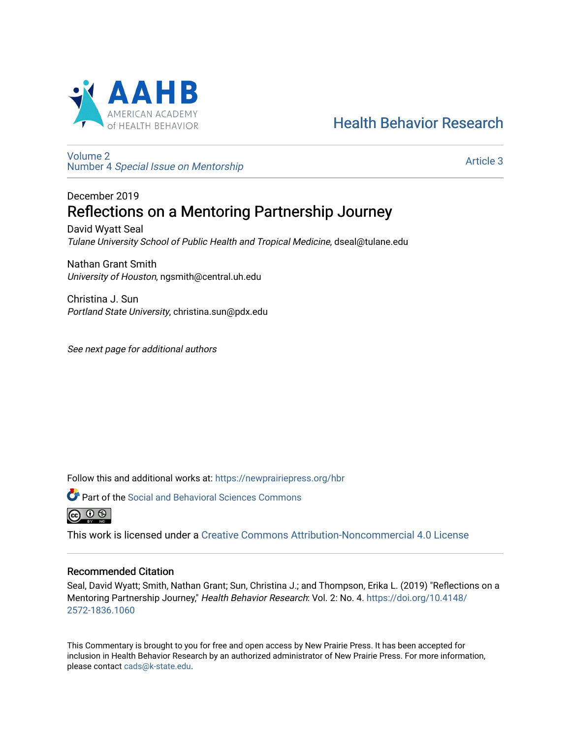AAHB
AMERICAN ACADEMY of HEALTH BEHAVIOR

Health Behavior Research

Volume 2
Number 4 *Special Issue on Mentorship*

Article 3

December 2019

# Reflections on a Mentoring Partnership Journey

David Wyatt Seal
*Tulane University School of Public Health and Tropical Medicine*, dseal@tulane.edu

Nathan Grant Smith
*University of Houston*, ngsmith@central.uh.edu

Christina J. Sun
*Portland State University*, christina.sun@pdx.edu

*See next page for additional authors*

Follow this and additional works at: https://newprairiepress.org/hbr

Part of the Social and Behavioral Sciences Commons

This work is licensed under a Creative Commons Attribution-Noncommercial 4.0 License

## Recommended Citation

Seal, David Wyatt; Smith, Nathan Grant; Sun, Christina J.; and Thompson, Erika L. (2019) "Reflections on a Mentoring Partnership Journey," *Health Behavior Research*: Vol. 2: No. 4. https://doi.org/10.4148/2572-1836.1060

This Commentary is brought to you for free and open access by New Prairie Press. It has been accepted for inclusion in Health Behavior Research by an authorized administrator of New Prairie Press. For more information, please contact cads@k-state.edu.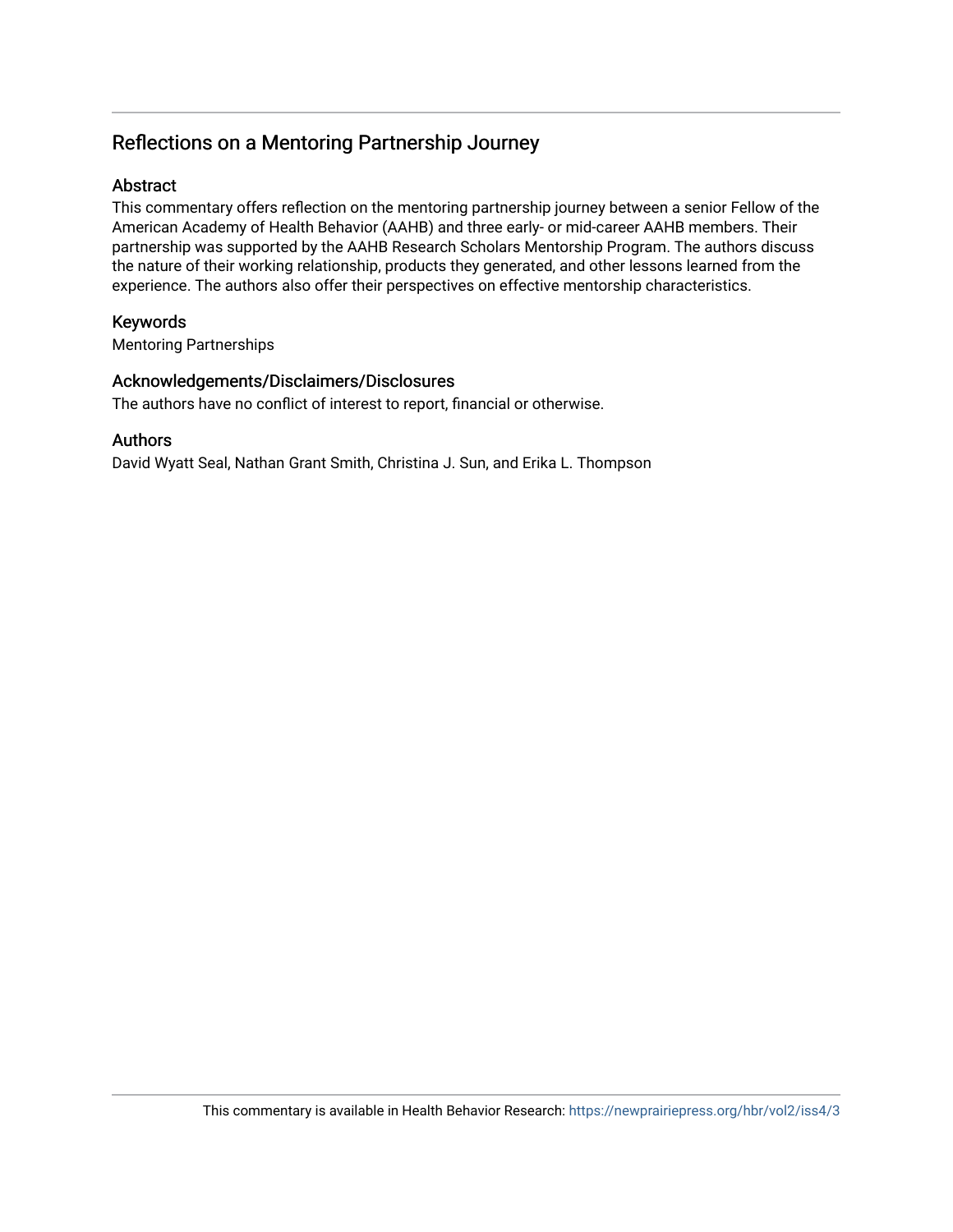## Reflections on a Mentoring Partnership Journey

### Abstract

This commentary offers reflection on the mentoring partnership journey between a senior Fellow of the American Academy of Health Behavior (AAHB) and three early- or mid-career AAHB members. Their partnership was supported by the AAHB Research Scholars Mentorship Program. The authors discuss the nature of their working relationship, products they generated, and other lessons learned from the experience. The authors also offer their perspectives on effective mentorship characteristics.

### Keywords

Mentoring Partnerships

### Acknowledgements/Disclaimers/Disclosures

The authors have no conflict of interest to report, financial or otherwise.

### Authors

David Wyatt Seal, Nathan Grant Smith, Christina J. Sun, and Erika L. Thompson

This commentary is available in Health Behavior Research: https://newprairiepress.org/hbr/vol2/iss4/3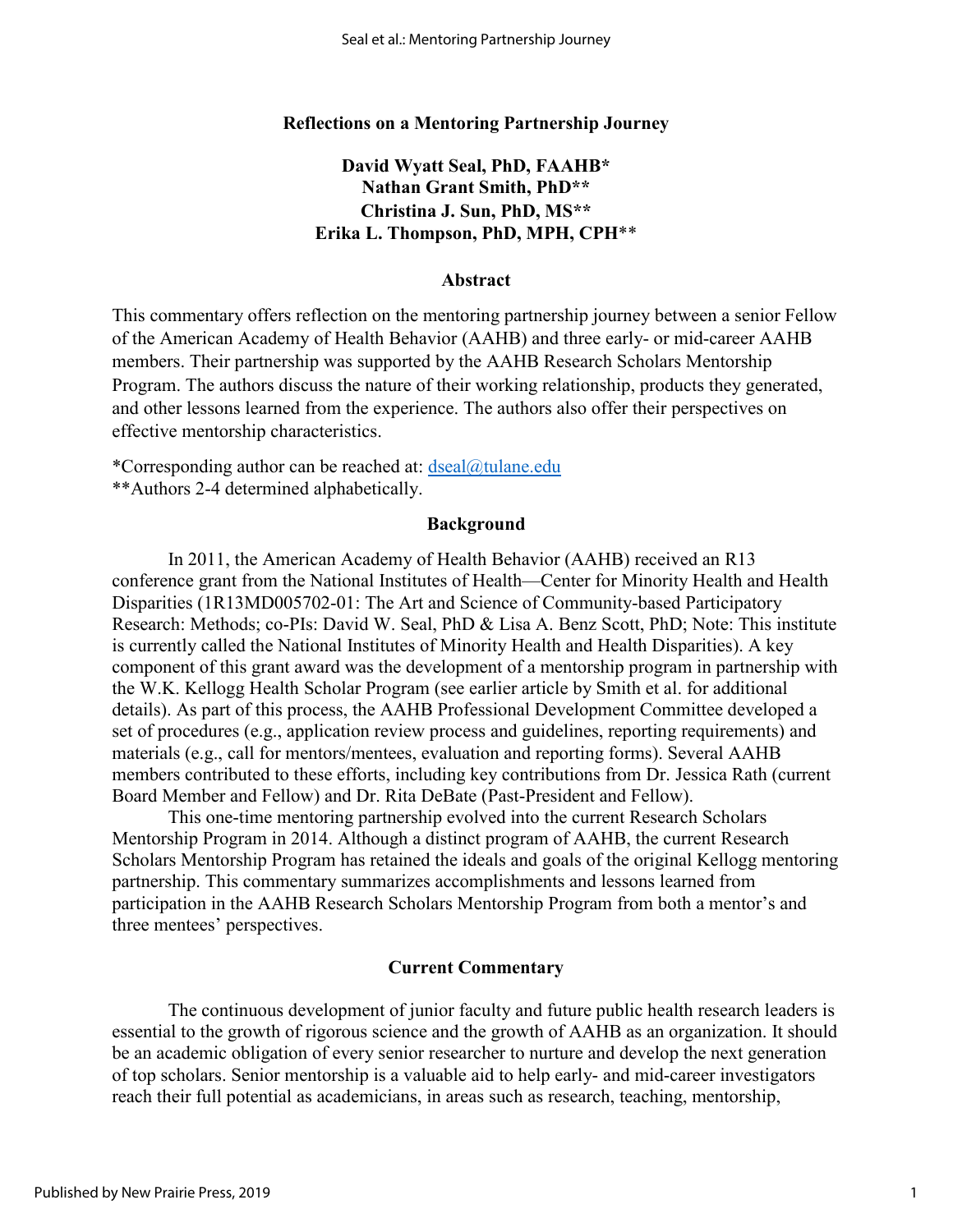## Reflections on a Mentoring Partnership Journey

**David Wyatt Seal, PhD, FAAHB***
**Nathan Grant Smith, PhD****
**Christina J. Sun, PhD, MS****
**Erika L. Thompson, PhD, MPH, CPH****

### Abstract

This commentary offers reflection on the mentoring partnership journey between a senior Fellow of the American Academy of Health Behavior (AAHB) and three early- or mid-career AAHB members. Their partnership was supported by the AAHB Research Scholars Mentorship Program. The authors discuss the nature of their working relationship, products they generated, and other lessons learned from the experience. The authors also offer their perspectives on effective mentorship characteristics.

*Corresponding author can be reached at: dseal@tulane.edu
**Authors 2-4 determined alphabetically.

### Background

In 2011, the American Academy of Health Behavior (AAHB) received an R13 conference grant from the National Institutes of Health—Center for Minority Health and Health Disparities (1R13MD005702-01: The Art and Science of Community-based Participatory Research: Methods; co-PIs: David W. Seal, PhD & Lisa A. Benz Scott, PhD; Note: This institute is currently called the National Institutes of Minority Health and Health Disparities). A key component of this grant award was the development of a mentorship program in partnership with the W.K. Kellogg Health Scholar Program (see earlier article by Smith et al. for additional details). As part of this process, the AAHB Professional Development Committee developed a set of procedures (e.g., application review process and guidelines, reporting requirements) and materials (e.g., call for mentors/mentees, evaluation and reporting forms). Several AAHB members contributed to these efforts, including key contributions from Dr. Jessica Rath (current Board Member and Fellow) and Dr. Rita DeBate (Past-President and Fellow).

This one-time mentoring partnership evolved into the current Research Scholars Mentorship Program in 2014. Although a distinct program of AAHB, the current Research Scholars Mentorship Program has retained the ideals and goals of the original Kellogg mentoring partnership. This commentary summarizes accomplishments and lessons learned from participation in the AAHB Research Scholars Mentorship Program from both a mentor's and three mentees' perspectives.

### Current Commentary

The continuous development of junior faculty and future public health research leaders is essential to the growth of rigorous science and the growth of AAHB as an organization. It should be an academic obligation of every senior researcher to nurture and develop the next generation of top scholars. Senior mentorship is a valuable aid to help early- and mid-career investigators reach their full potential as academicians, in areas such as research, teaching, mentorship,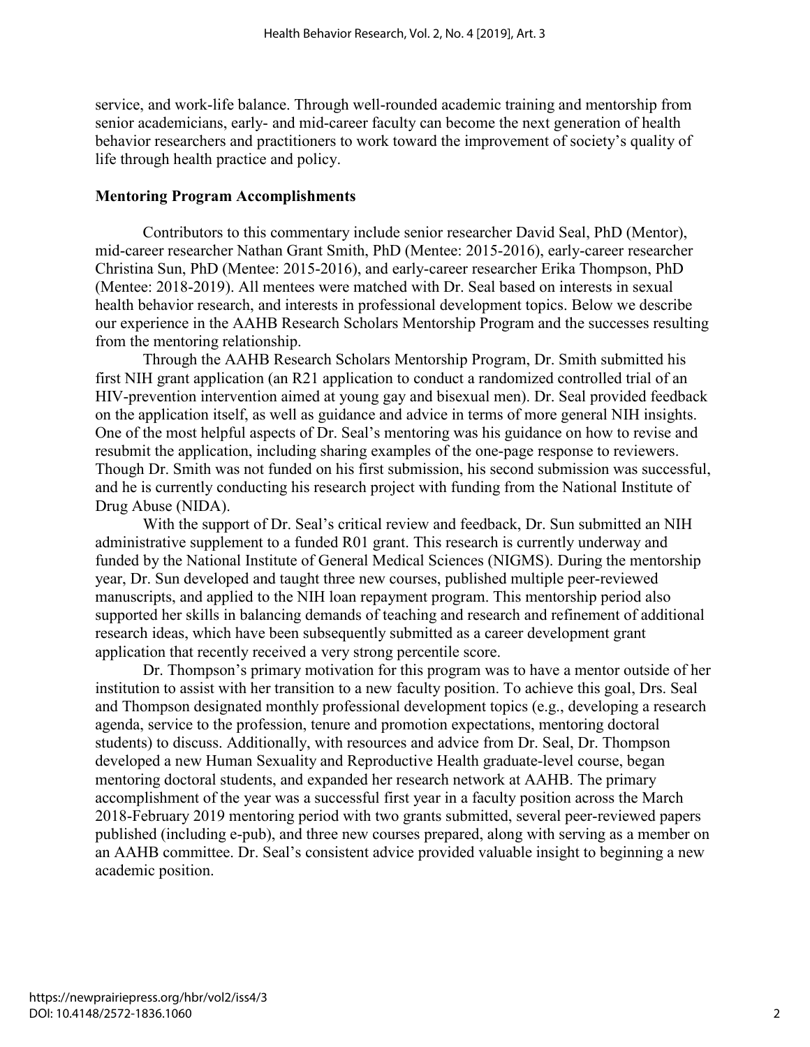service, and work-life balance. Through well-rounded academic training and mentorship from senior academicians, early- and mid-career faculty can become the next generation of health behavior researchers and practitioners to work toward the improvement of society's quality of life through health practice and policy.

## Mentoring Program Accomplishments

Contributors to this commentary include senior researcher David Seal, PhD (Mentor), mid-career researcher Nathan Grant Smith, PhD (Mentee: 2015-2016), early-career researcher Christina Sun, PhD (Mentee: 2015-2016), and early-career researcher Erika Thompson, PhD (Mentee: 2018-2019). All mentees were matched with Dr. Seal based on interests in sexual health behavior research, and interests in professional development topics. Below we describe our experience in the AAHB Research Scholars Mentorship Program and the successes resulting from the mentoring relationship.

Through the AAHB Research Scholars Mentorship Program, Dr. Smith submitted his first NIH grant application (an R21 application to conduct a randomized controlled trial of an HIV-prevention intervention aimed at young gay and bisexual men). Dr. Seal provided feedback on the application itself, as well as guidance and advice in terms of more general NIH insights. One of the most helpful aspects of Dr. Seal's mentoring was his guidance on how to revise and resubmit the application, including sharing examples of the one-page response to reviewers. Though Dr. Smith was not funded on his first submission, his second submission was successful, and he is currently conducting his research project with funding from the National Institute of Drug Abuse (NIDA).

With the support of Dr. Seal's critical review and feedback, Dr. Sun submitted an NIH administrative supplement to a funded R01 grant. This research is currently underway and funded by the National Institute of General Medical Sciences (NIGMS). During the mentorship year, Dr. Sun developed and taught three new courses, published multiple peer-reviewed manuscripts, and applied to the NIH loan repayment program. This mentorship period also supported her skills in balancing demands of teaching and research and refinement of additional research ideas, which have been subsequently submitted as a career development grant application that recently received a very strong percentile score.

Dr. Thompson's primary motivation for this program was to have a mentor outside of her institution to assist with her transition to a new faculty position. To achieve this goal, Drs. Seal and Thompson designated monthly professional development topics (e.g., developing a research agenda, service to the profession, tenure and promotion expectations, mentoring doctoral students) to discuss. Additionally, with resources and advice from Dr. Seal, Dr. Thompson developed a new Human Sexuality and Reproductive Health graduate-level course, began mentoring doctoral students, and expanded her research network at AAHB. The primary accomplishment of the year was a successful first year in a faculty position across the March 2018-February 2019 mentoring period with two grants submitted, several peer-reviewed papers published (including e-pub), and three new courses prepared, along with serving as a member on an AAHB committee. Dr. Seal's consistent advice provided valuable insight to beginning a new academic position.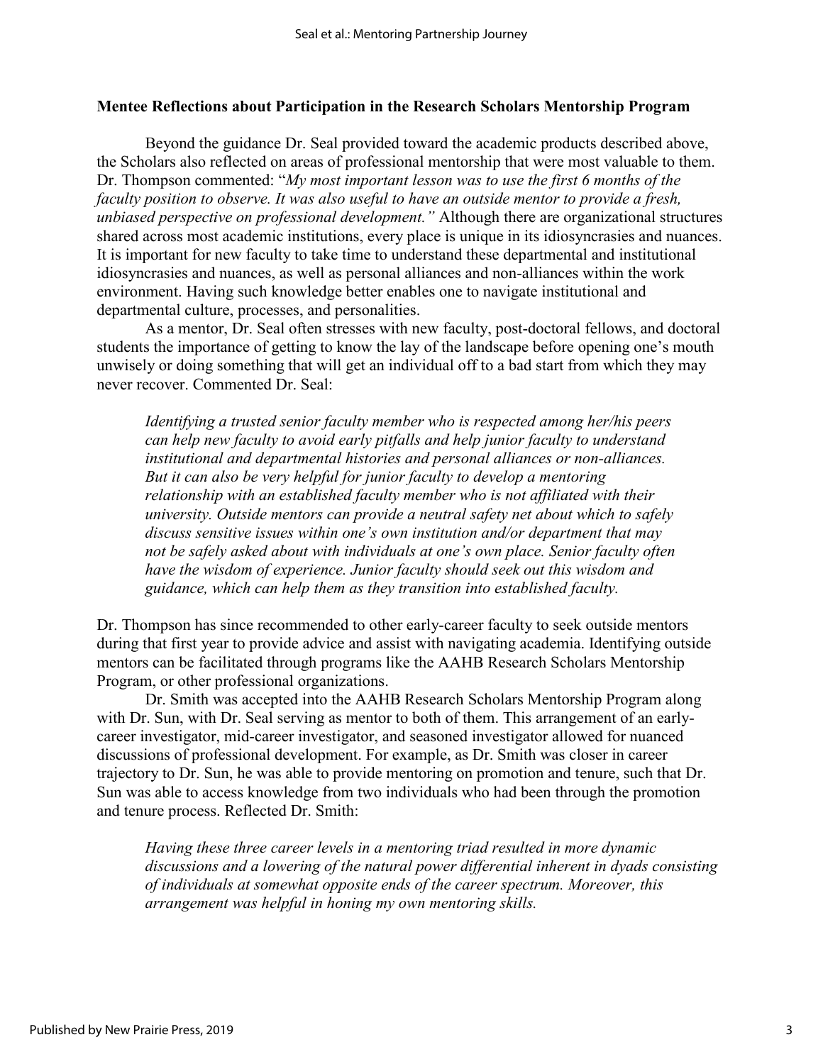### Mentee Reflections about Participation in the Research Scholars Mentorship Program

Beyond the guidance Dr. Seal provided toward the academic products described above, the Scholars also reflected on areas of professional mentorship that were most valuable to them. Dr. Thompson commented: "*My most important lesson was to use the first 6 months of the faculty position to observe. It was also useful to have an outside mentor to provide a fresh, unbiased perspective on professional development.*" Although there are organizational structures shared across most academic institutions, every place is unique in its idiosyncrasies and nuances. It is important for new faculty to take time to understand these departmental and institutional idiosyncrasies and nuances, as well as personal alliances and non-alliances within the work environment. Having such knowledge better enables one to navigate institutional and departmental culture, processes, and personalities.

As a mentor, Dr. Seal often stresses with new faculty, post-doctoral fellows, and doctoral students the importance of getting to know the lay of the landscape before opening one's mouth unwisely or doing something that will get an individual off to a bad start from which they may never recover. Commented Dr. Seal:

> *Identifying a trusted senior faculty member who is respected among her/his peers can help new faculty to avoid early pitfalls and help junior faculty to understand institutional and departmental histories and personal alliances or non-alliances. But it can also be very helpful for junior faculty to develop a mentoring relationship with an established faculty member who is not affiliated with their university. Outside mentors can provide a neutral safety net about which to safely discuss sensitive issues within one's own institution and/or department that may not be safely asked about with individuals at one's own place. Senior faculty often have the wisdom of experience. Junior faculty should seek out this wisdom and guidance, which can help them as they transition into established faculty.*

Dr. Thompson has since recommended to other early-career faculty to seek outside mentors during that first year to provide advice and assist with navigating academia. Identifying outside mentors can be facilitated through programs like the AAHB Research Scholars Mentorship Program, or other professional organizations.

Dr. Smith was accepted into the AAHB Research Scholars Mentorship Program along with Dr. Sun, with Dr. Seal serving as mentor to both of them. This arrangement of an early-career investigator, mid-career investigator, and seasoned investigator allowed for nuanced discussions of professional development. For example, as Dr. Smith was closer in career trajectory to Dr. Sun, he was able to provide mentoring on promotion and tenure, such that Dr. Sun was able to access knowledge from two individuals who had been through the promotion and tenure process. Reflected Dr. Smith:

> *Having these three career levels in a mentoring triad resulted in more dynamic discussions and a lowering of the natural power differential inherent in dyads consisting of individuals at somewhat opposite ends of the career spectrum. Moreover, this arrangement was helpful in honing my own mentoring skills.*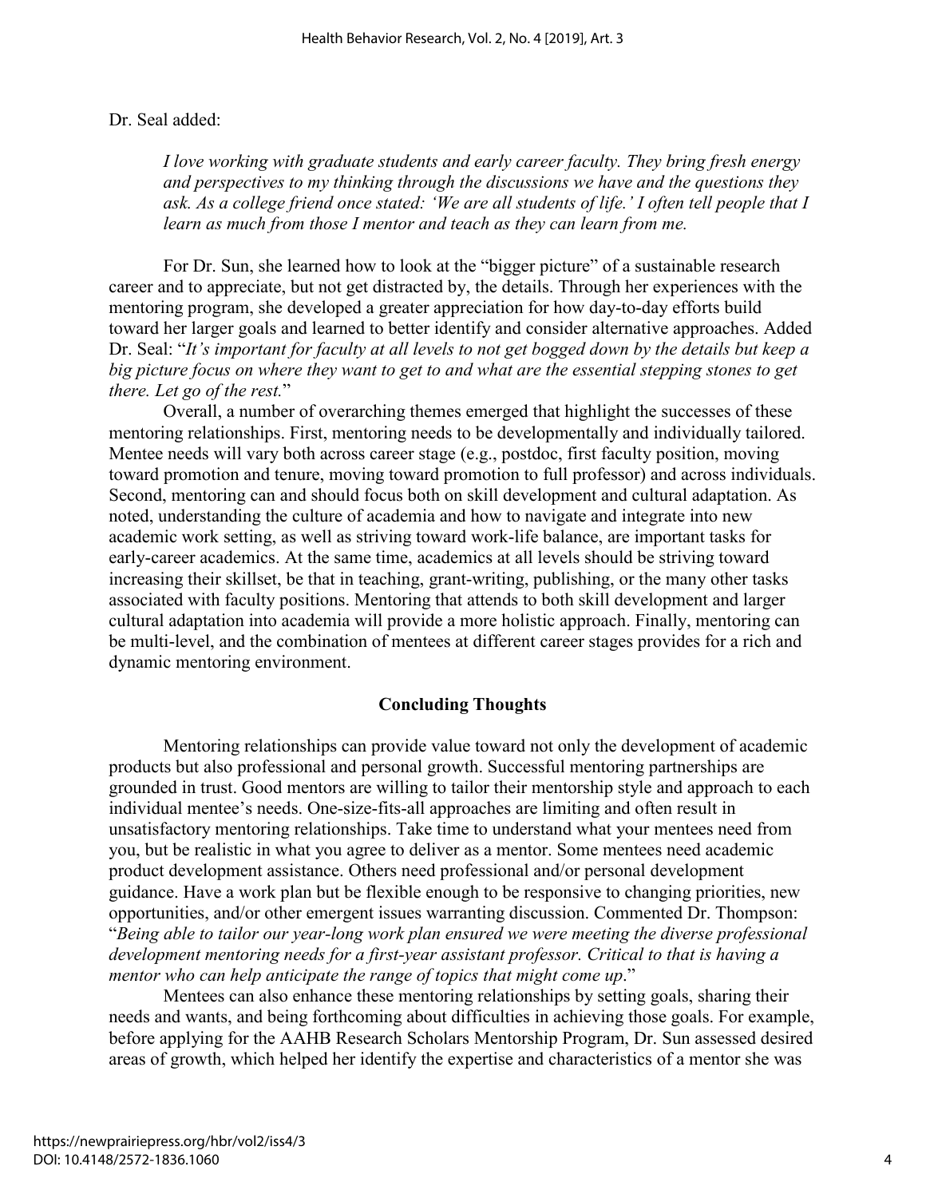Dr. Seal added:

> *I love working with graduate students and early career faculty. They bring fresh energy and perspectives to my thinking through the discussions we have and the questions they ask. As a college friend once stated: 'We are all students of life.' I often tell people that I learn as much from those I mentor and teach as they can learn from me.*

For Dr. Sun, she learned how to look at the "bigger picture" of a sustainable research career and to appreciate, but not get distracted by, the details. Through her experiences with the mentoring program, she developed a greater appreciation for how day-to-day efforts build toward her larger goals and learned to better identify and consider alternative approaches. Added Dr. Seal: "*It's important for faculty at all levels to not get bogged down by the details but keep a big picture focus on where they want to get to and what are the essential stepping stones to get there. Let go of the rest.*"

Overall, a number of overarching themes emerged that highlight the successes of these mentoring relationships. First, mentoring needs to be developmentally and individually tailored. Mentee needs will vary both across career stage (e.g., postdoc, first faculty position, moving toward promotion and tenure, moving toward promotion to full professor) and across individuals. Second, mentoring can and should focus both on skill development and cultural adaptation. As noted, understanding the culture of academia and how to navigate and integrate into new academic work setting, as well as striving toward work-life balance, are important tasks for early-career academics. At the same time, academics at all levels should be striving toward increasing their skillset, be that in teaching, grant-writing, publishing, or the many other tasks associated with faculty positions. Mentoring that attends to both skill development and larger cultural adaptation into academia will provide a more holistic approach. Finally, mentoring can be multi-level, and the combination of mentees at different career stages provides for a rich and dynamic mentoring environment.

## Concluding Thoughts

Mentoring relationships can provide value toward not only the development of academic products but also professional and personal growth. Successful mentoring partnerships are grounded in trust. Good mentors are willing to tailor their mentorship style and approach to each individual mentee's needs. One-size-fits-all approaches are limiting and often result in unsatisfactory mentoring relationships. Take time to understand what your mentees need from you, but be realistic in what you agree to deliver as a mentor. Some mentees need academic product development assistance. Others need professional and/or personal development guidance. Have a work plan but be flexible enough to be responsive to changing priorities, new opportunities, and/or other emergent issues warranting discussion. Commented Dr. Thompson: "*Being able to tailor our year-long work plan ensured we were meeting the diverse professional development mentoring needs for a first-year assistant professor. Critical to that is having a mentor who can help anticipate the range of topics that might come up*."

Mentees can also enhance these mentoring relationships by setting goals, sharing their needs and wants, and being forthcoming about difficulties in achieving those goals. For example, before applying for the AAHB Research Scholars Mentorship Program, Dr. Sun assessed desired areas of growth, which helped her identify the expertise and characteristics of a mentor she was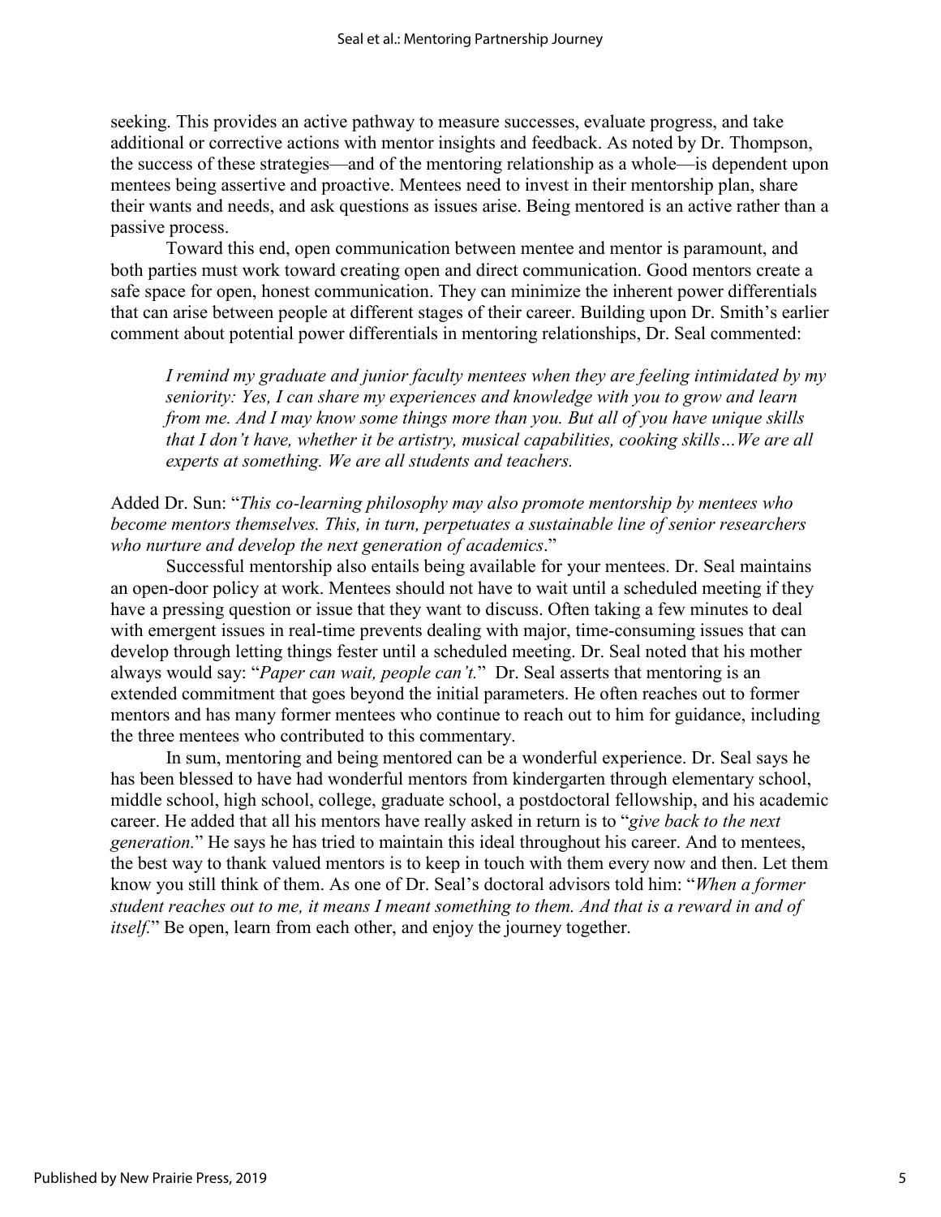seeking. This provides an active pathway to measure successes, evaluate progress, and take additional or corrective actions with mentor insights and feedback. As noted by Dr. Thompson, the success of these strategies—and of the mentoring relationship as a whole—is dependent upon mentees being assertive and proactive. Mentees need to invest in their mentorship plan, share their wants and needs, and ask questions as issues arise. Being mentored is an active rather than a passive process.

Toward this end, open communication between mentee and mentor is paramount, and both parties must work toward creating open and direct communication. Good mentors create a safe space for open, honest communication. They can minimize the inherent power differentials that can arise between people at different stages of their career. Building upon Dr. Smith's earlier comment about potential power differentials in mentoring relationships, Dr. Seal commented:

> *I remind my graduate and junior faculty mentees when they are feeling intimidated by my seniority: Yes, I can share my experiences and knowledge with you to grow and learn from me. And I may know some things more than you. But all of you have unique skills that I don't have, whether it be artistry, musical capabilities, cooking skills…We are all experts at something. We are all students and teachers.*

Added Dr. Sun: "*This co-learning philosophy may also promote mentorship by mentees who become mentors themselves. This, in turn, perpetuates a sustainable line of senior researchers who nurture and develop the next generation of academics*."

Successful mentorship also entails being available for your mentees. Dr. Seal maintains an open-door policy at work. Mentees should not have to wait until a scheduled meeting if they have a pressing question or issue that they want to discuss. Often taking a few minutes to deal with emergent issues in real-time prevents dealing with major, time-consuming issues that can develop through letting things fester until a scheduled meeting. Dr. Seal noted that his mother always would say: "*Paper can wait, people can't.*" Dr. Seal asserts that mentoring is an extended commitment that goes beyond the initial parameters. He often reaches out to former mentors and has many former mentees who continue to reach out to him for guidance, including the three mentees who contributed to this commentary.

In sum, mentoring and being mentored can be a wonderful experience. Dr. Seal says he has been blessed to have had wonderful mentors from kindergarten through elementary school, middle school, high school, college, graduate school, a postdoctoral fellowship, and his academic career. He added that all his mentors have really asked in return is to "*give back to the next generation.*" He says he has tried to maintain this ideal throughout his career. And to mentees, the best way to thank valued mentors is to keep in touch with them every now and then. Let them know you still think of them. As one of Dr. Seal's doctoral advisors told him: "*When a former student reaches out to me, it means I meant something to them. And that is a reward in and of itself.*" Be open, learn from each other, and enjoy the journey together.